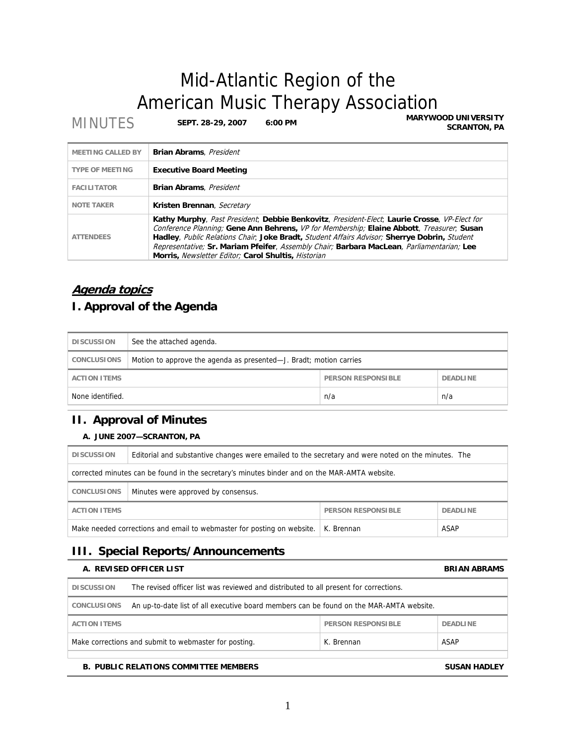# Mid-Atlantic Region of the American Music Therapy Association

MINUTES **SEPT. 28-29, 2007** **6:00 PM** **MARYWOOD UNIVERSITY SCRANTON, PA**

| | |
|---|---|
| MEETING CALLED BY | **Brian Abrams**, *President* |
| TYPE OF MEETING | **Executive Board Meeting** |
| FACILITATOR | **Brian Abrams**, *President* |
| NOTE TAKER | **Kristen Brennan**, *Secretary* |
| ATTENDEES | **Kathy Murphy**, *Past President*; **Debbie Benkovitz**, *President-Elect*; **Laurie Crosse**, *VP-Elect for Conference Planning;* **Gene Ann Behrens,** *VP for Membership;* **Elaine Abbott**, *Treasurer*; **Susan Hadley**, *Public Relations Chair*; **Joke Bradt,** *Student Affairs Advisor;* **Sherrye Dobrin,** *Student Representative;* **Sr. Mariam Pfeifer**, *Assembly Chair;* **Barbara MacLean**, *Parliamentarian;* **Lee Morris,** *Newsletter Editor;* **Carol Shultis,** *Historian* |

## *Agenda topics*

## I. Approval of the Agenda

| | | | |
|---|---|---|---|
| DISCUSSION | See the attached agenda. | | |
| CONCLUSIONS | Motion to approve the agenda as presented—J. Bradt; motion carries | | |
| ACTION ITEMS | | PERSON RESPONSIBLE | DEADLINE |
| None identified. | | n/a | n/a |

## II. Approval of Minutes

### A. JUNE 2007—SCRANTON, PA

| | | | |
|---|---|---|---|
| DISCUSSION | Editorial and substantive changes were emailed to the secretary and were noted on the minutes. The corrected minutes can be found in the secretary's minutes binder and on the MAR-AMTA website. | | |
| CONCLUSIONS | Minutes were approved by consensus. | | |
| ACTION ITEMS | | PERSON RESPONSIBLE | DEADLINE |
| Make needed corrections and email to webmaster for posting on website. | | K. Brennan | ASAP |

## III. Special Reports/Announcements

### A. REVISED OFFICER LIST — BRIAN ABRAMS

| | | | |
|---|---|---|---|
| DISCUSSION | The revised officer list was reviewed and distributed to all present for corrections. | | |
| CONCLUSIONS | An up-to-date list of all executive board members can be found on the MAR-AMTA website. | | |
| ACTION ITEMS | | PERSON RESPONSIBLE | DEADLINE |
| Make corrections and submit to webmaster for posting. | | K. Brennan | ASAP |

### B. PUBLIC RELATIONS COMMITTEE MEMBERS — SUSAN HADLEY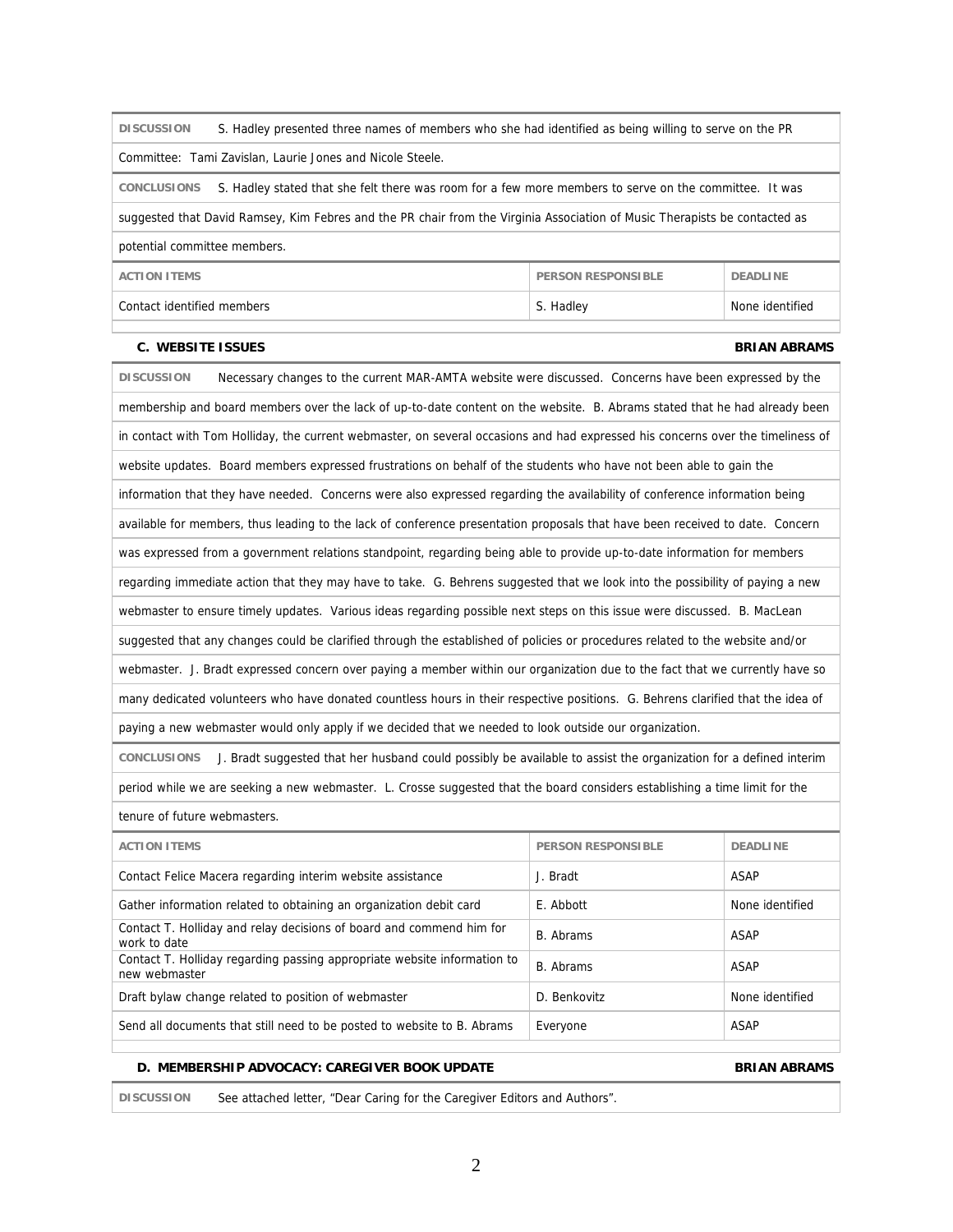**DISCUSSION** S. Hadley presented three names of members who she had identified as being willing to serve on the PR Committee: Tami Zavislan, Laurie Jones and Nicole Steele.

**CONCLUSIONS** S. Hadley stated that she felt there was room for a few more members to serve on the committee. It was suggested that David Ramsey, Kim Febres and the PR chair from the Virginia Association of Music Therapists be contacted as potential committee members.

| ACTION ITEMS | PERSON RESPONSIBLE | DEADLINE |
|---|---|---|
| Contact identified members | S. Hadley | None identified |

### C. WEBSITE ISSUES — BRIAN ABRAMS

**DISCUSSION** Necessary changes to the current MAR-AMTA website were discussed. Concerns have been expressed by the membership and board members over the lack of up-to-date content on the website. B. Abrams stated that he had already been in contact with Tom Holliday, the current webmaster, on several occasions and had expressed his concerns over the timeliness of website updates. Board members expressed frustrations on behalf of the students who have not been able to gain the information that they have needed. Concerns were also expressed regarding the availability of conference information being available for members, thus leading to the lack of conference presentation proposals that have been received to date. Concern was expressed from a government relations standpoint, regarding being able to provide up-to-date information for members regarding immediate action that they may have to take. G. Behrens suggested that we look into the possibility of paying a new webmaster to ensure timely updates. Various ideas regarding possible next steps on this issue were discussed. B. MacLean suggested that any changes could be clarified through the established of policies or procedures related to the website and/or webmaster. J. Bradt expressed concern over paying a member within our organization due to the fact that we currently have so many dedicated volunteers who have donated countless hours in their respective positions. G. Behrens clarified that the idea of paying a new webmaster would only apply if we decided that we needed to look outside our organization.

**CONCLUSIONS** J. Bradt suggested that her husband could possibly be available to assist the organization for a defined interim period while we are seeking a new webmaster. L. Crosse suggested that the board considers establishing a time limit for the tenure of future webmasters.

| ACTION ITEMS | PERSON RESPONSIBLE | DEADLINE |
|---|---|---|
| Contact Felice Macera regarding interim website assistance | J. Bradt | ASAP |
| Gather information related to obtaining an organization debit card | E. Abbott | None identified |
| Contact T. Holliday and relay decisions of board and commend him for work to date | B. Abrams | ASAP |
| Contact T. Holliday regarding passing appropriate website information to new webmaster | B. Abrams | ASAP |
| Draft bylaw change related to position of webmaster | D. Benkovitz | None identified |
| Send all documents that still need to be posted to website to B. Abrams | Everyone | ASAP |

### D. MEMBERSHIP ADVOCACY: CAREGIVER BOOK UPDATE — BRIAN ABRAMS

**DISCUSSION** See attached letter, "Dear Caring for the Caregiver Editors and Authors".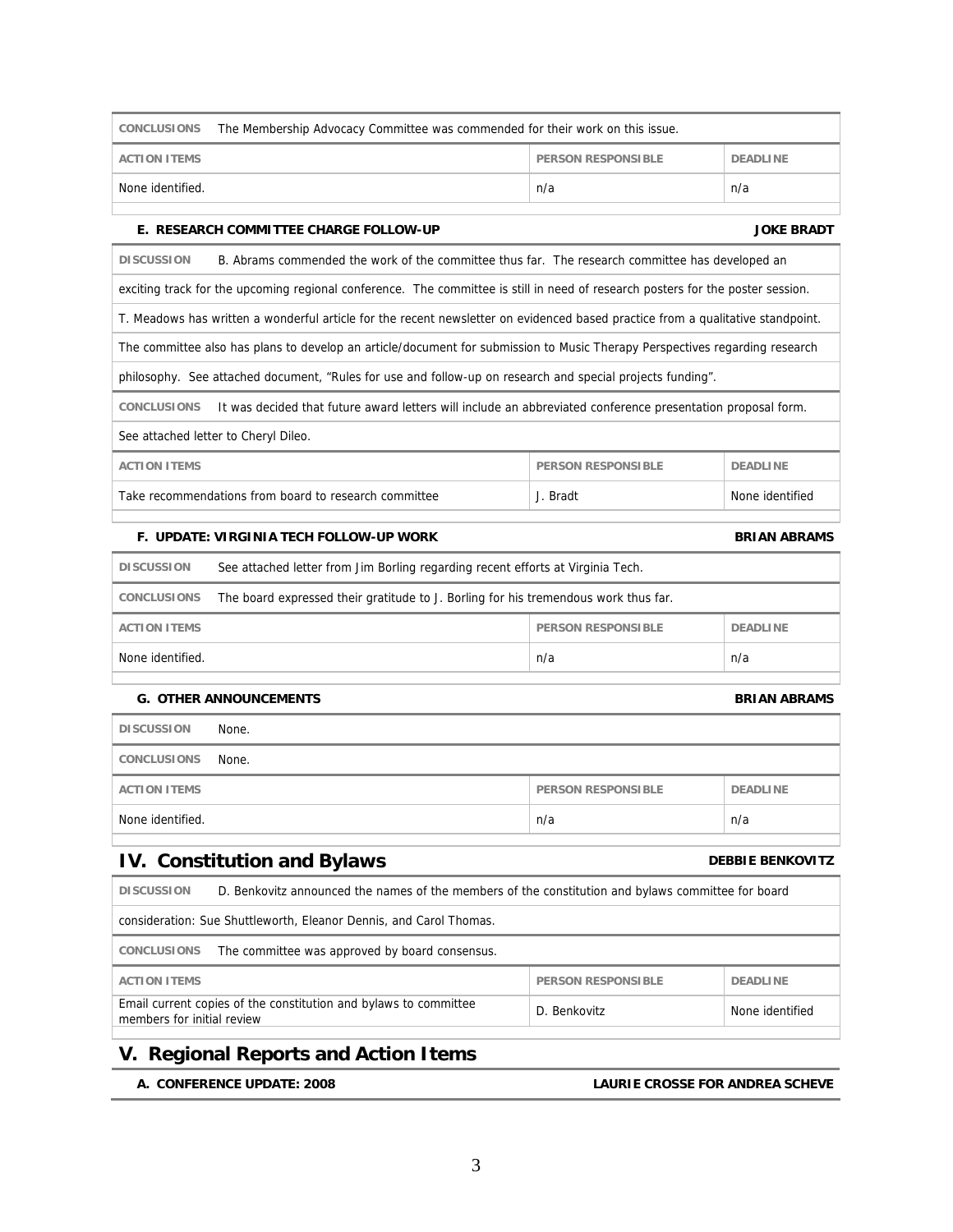| CONCLUSIONS | The Membership Advocacy Committee was commended for their work on this issue. | |
|---|---|---|
| **ACTION ITEMS** | **PERSON RESPONSIBLE** | **DEADLINE** |
| None identified. | n/a | n/a |

### E. RESEARCH COMMITTEE CHARGE FOLLOW-UP — JOKE BRADT

**DISCUSSION** B. Abrams commended the work of the committee thus far. The research committee has developed an exciting track for the upcoming regional conference. The committee is still in need of research posters for the poster session. T. Meadows has written a wonderful article for the recent newsletter on evidenced based practice from a qualitative standpoint. The committee also has plans to develop an article/document for submission to Music Therapy Perspectives regarding research philosophy. See attached document, "Rules for use and follow-up on research and special projects funding".

**CONCLUSIONS** It was decided that future award letters will include an abbreviated conference presentation proposal form. See attached letter to Cheryl Dileo.

| ACTION ITEMS | PERSON RESPONSIBLE | DEADLINE |
|---|---|---|
| Take recommendations from board to research committee | J. Bradt | None identified |

### F. UPDATE: VIRGINIA TECH FOLLOW-UP WORK — BRIAN ABRAMS

**DISCUSSION** See attached letter from Jim Borling regarding recent efforts at Virginia Tech.

**CONCLUSIONS** The board expressed their gratitude to J. Borling for his tremendous work thus far.

| ACTION ITEMS | PERSON RESPONSIBLE | DEADLINE |
|---|---|---|
| None identified. | n/a | n/a |

### G. OTHER ANNOUNCEMENTS — BRIAN ABRAMS

**DISCUSSION** None.

**CONCLUSIONS** None.

| ACTION ITEMS | PERSON RESPONSIBLE | DEADLINE |
|---|---|---|
| None identified. | n/a | n/a |

## IV. Constitution and Bylaws — DEBBIE BENKOVITZ

**DISCUSSION** D. Benkovitz announced the names of the members of the constitution and bylaws committee for board consideration: Sue Shuttleworth, Eleanor Dennis, and Carol Thomas.

**CONCLUSIONS** The committee was approved by board consensus.

| ACTION ITEMS | PERSON RESPONSIBLE | DEADLINE |
|---|---|---|
| Email current copies of the constitution and bylaws to committee members for initial review | D. Benkovitz | None identified |

## V. Regional Reports and Action Items

### A. CONFERENCE UPDATE: 2008 — LAURIE CROSSE FOR ANDREA SCHEVE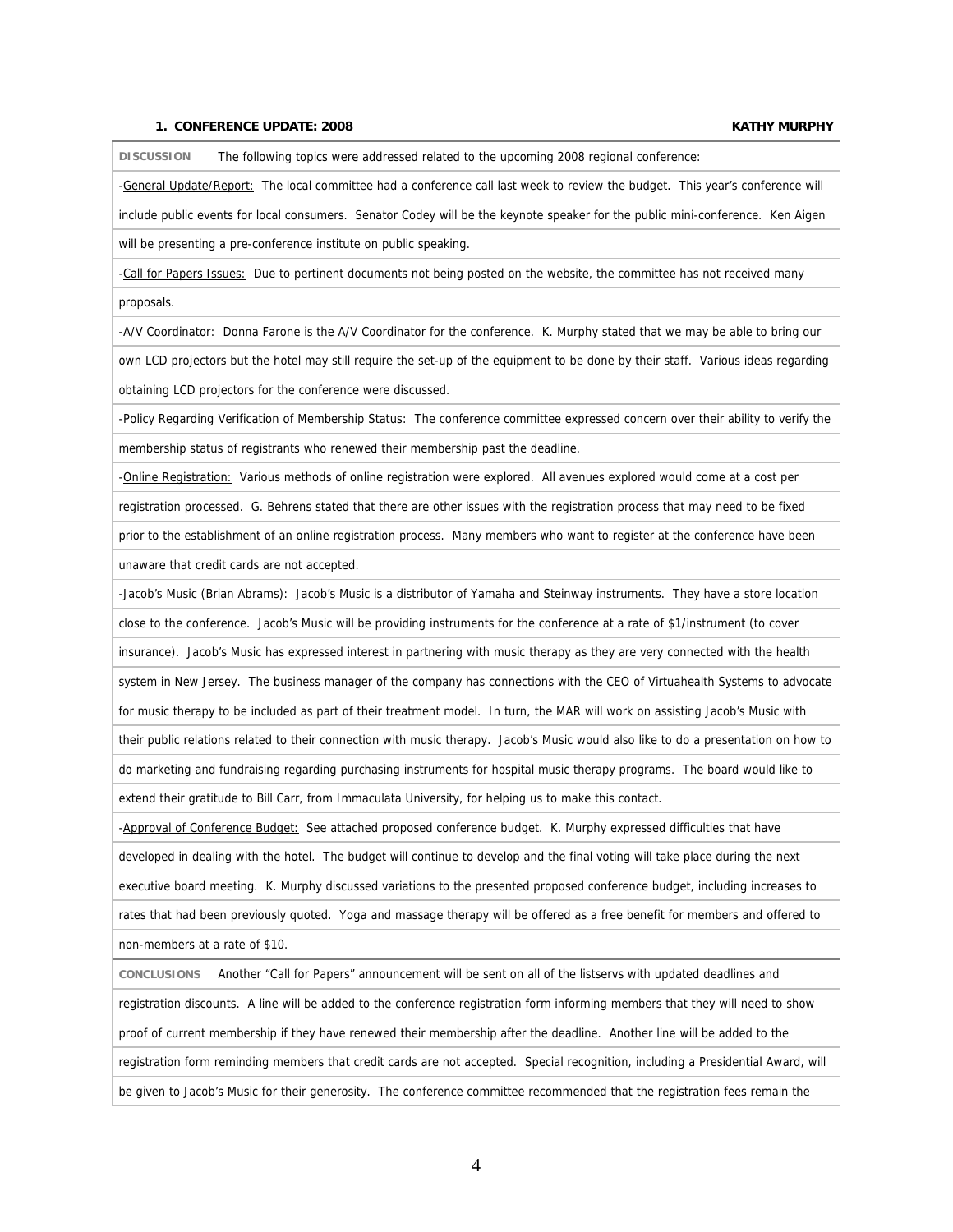### 1. CONFERENCE UPDATE: 2008 — KATHY MURPHY

**DISCUSSION** The following topics were addressed related to the upcoming 2008 regional conference:

-General Update/Report: The local committee had a conference call last week to review the budget. This year's conference will include public events for local consumers. Senator Codey will be the keynote speaker for the public mini-conference. Ken Aigen will be presenting a pre-conference institute on public speaking.

-Call for Papers Issues: Due to pertinent documents not being posted on the website, the committee has not received many proposals.

-A/V Coordinator: Donna Farone is the A/V Coordinator for the conference. K. Murphy stated that we may be able to bring our own LCD projectors but the hotel may still require the set-up of the equipment to be done by their staff. Various ideas regarding obtaining LCD projectors for the conference were discussed.

-Policy Regarding Verification of Membership Status: The conference committee expressed concern over their ability to verify the membership status of registrants who renewed their membership past the deadline.

-Online Registration: Various methods of online registration were explored. All avenues explored would come at a cost per registration processed. G. Behrens stated that there are other issues with the registration process that may need to be fixed prior to the establishment of an online registration process. Many members who want to register at the conference have been unaware that credit cards are not accepted.

-Jacob's Music (Brian Abrams): Jacob's Music is a distributor of Yamaha and Steinway instruments. They have a store location close to the conference. Jacob's Music will be providing instruments for the conference at a rate of $1/instrument (to cover insurance). Jacob's Music has expressed interest in partnering with music therapy as they are very connected with the health system in New Jersey. The business manager of the company has connections with the CEO of Virtuahealth Systems to advocate for music therapy to be included as part of their treatment model. In turn, the MAR will work on assisting Jacob's Music with their public relations related to their connection with music therapy. Jacob's Music would also like to do a presentation on how to do marketing and fundraising regarding purchasing instruments for hospital music therapy programs. The board would like to extend their gratitude to Bill Carr, from Immaculata University, for helping us to make this contact.

-Approval of Conference Budget: See attached proposed conference budget. K. Murphy expressed difficulties that have developed in dealing with the hotel. The budget will continue to develop and the final voting will take place during the next executive board meeting. K. Murphy discussed variations to the presented proposed conference budget, including increases to rates that had been previously quoted. Yoga and massage therapy will be offered as a free benefit for members and offered to non-members at a rate of $10.

**CONCLUSIONS** Another "Call for Papers" announcement will be sent on all of the listservs with updated deadlines and registration discounts. A line will be added to the conference registration form informing members that they will need to show proof of current membership if they have renewed their membership after the deadline. Another line will be added to the registration form reminding members that credit cards are not accepted. Special recognition, including a Presidential Award, will be given to Jacob's Music for their generosity. The conference committee recommended that the registration fees remain the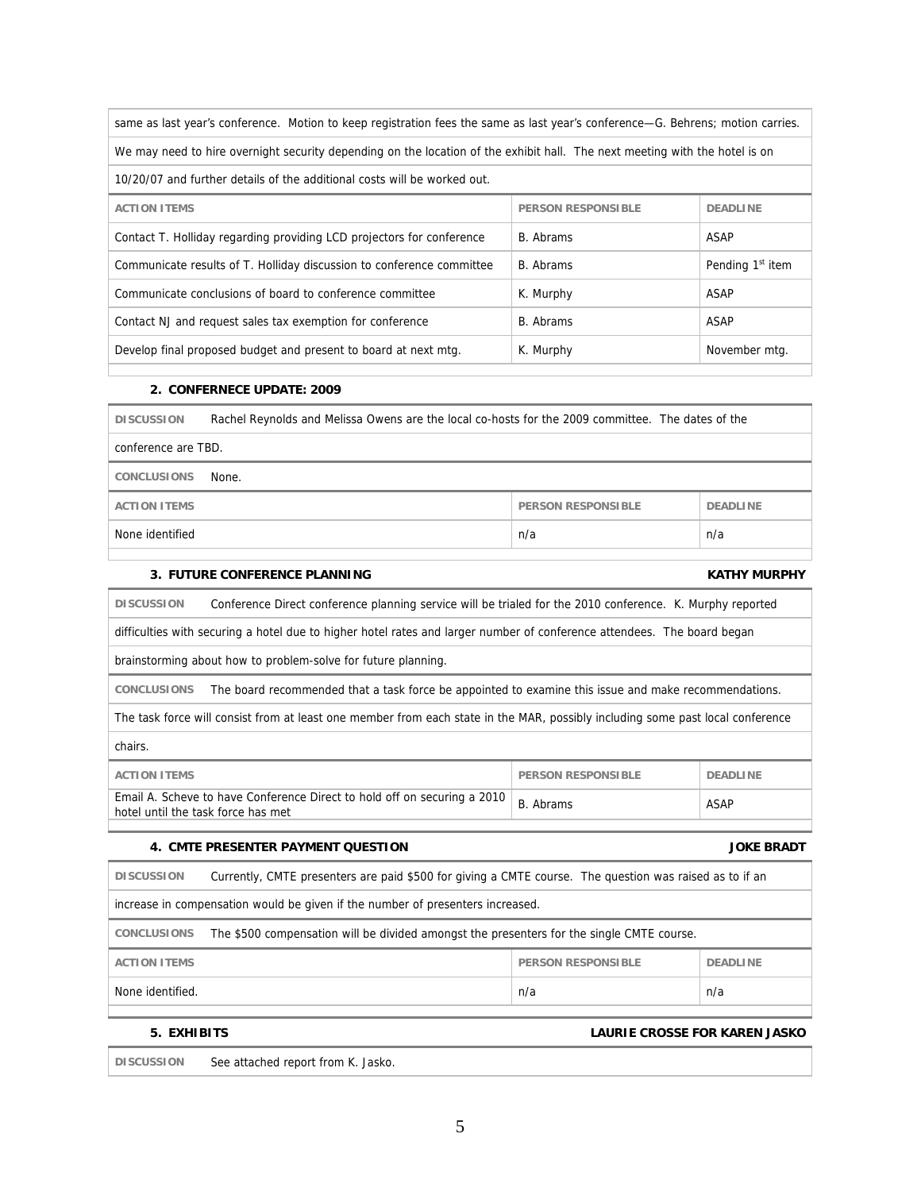same as last year's conference. Motion to keep registration fees the same as last year's conference—G. Behrens; motion carries.

We may need to hire overnight security depending on the location of the exhibit hall. The next meeting with the hotel is on 10/20/07 and further details of the additional costs will be worked out.

| ACTION ITEMS | PERSON RESPONSIBLE | DEADLINE |
| --- | --- | --- |
| Contact T. Holliday regarding providing LCD projectors for conference | B. Abrams | ASAP |
| Communicate results of T. Holliday discussion to conference committee | B. Abrams | Pending 1st item |
| Communicate conclusions of board to conference committee | K. Murphy | ASAP |
| Contact NJ and request sales tax exemption for conference | B. Abrams | ASAP |
| Develop final proposed budget and present to board at next mtg. | K. Murphy | November mtg. |

### 2. CONFERNECE UPDATE: 2009

**DISCUSSION** Rachel Reynolds and Melissa Owens are the local co-hosts for the 2009 committee. The dates of the conference are TBD.

**CONCLUSIONS** None.

| ACTION ITEMS | PERSON RESPONSIBLE | DEADLINE |
| --- | --- | --- |
| None identified | n/a | n/a |

### 3. FUTURE CONFERENCE PLANNING — KATHY MURPHY

**DISCUSSION** Conference Direct conference planning service will be trialed for the 2010 conference. K. Murphy reported difficulties with securing a hotel due to higher hotel rates and larger number of conference attendees. The board began brainstorming about how to problem-solve for future planning.

**CONCLUSIONS** The board recommended that a task force be appointed to examine this issue and make recommendations. The task force will consist from at least one member from each state in the MAR, possibly including some past local conference chairs.

| ACTION ITEMS | PERSON RESPONSIBLE | DEADLINE |
| --- | --- | --- |
| Email A. Scheve to have Conference Direct to hold off on securing a 2010 hotel until the task force has met | B. Abrams | ASAP |

### 4. CMTE PRESENTER PAYMENT QUESTION — JOKE BRADT

**DISCUSSION** Currently, CMTE presenters are paid $500 for giving a CMTE course. The question was raised as to if an increase in compensation would be given if the number of presenters increased.

**CONCLUSIONS** The $500 compensation will be divided amongst the presenters for the single CMTE course.

| ACTION ITEMS | PERSON RESPONSIBLE | DEADLINE |
| --- | --- | --- |
| None identified. | n/a | n/a |

### 5. EXHIBITS — LAURIE CROSSE FOR KAREN JASKO

**DISCUSSION** See attached report from K. Jasko.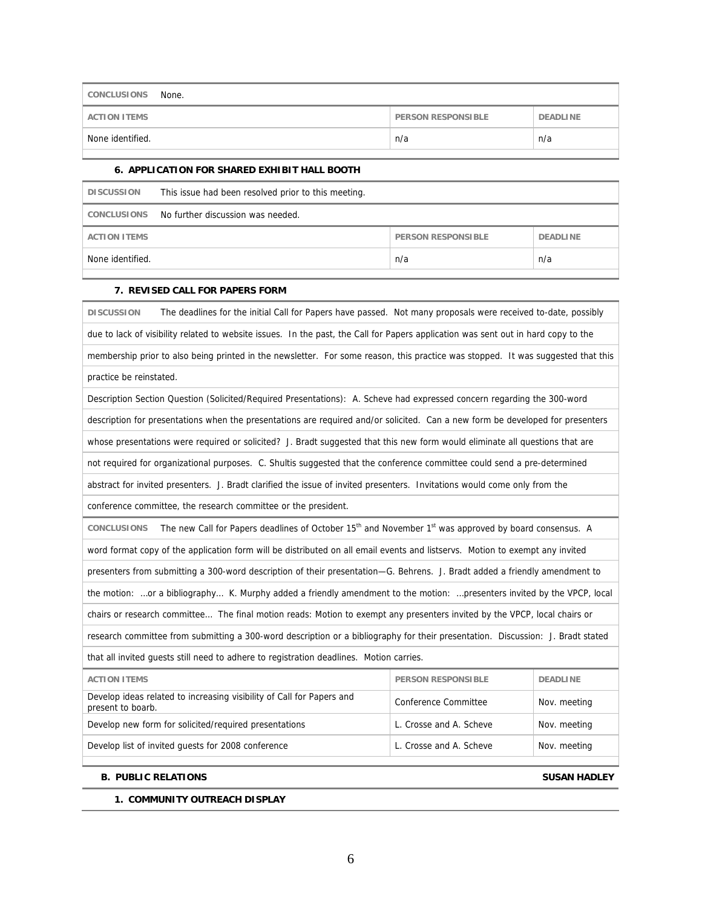**CONCLUSIONS** None.

| ACTION ITEMS | PERSON RESPONSIBLE | DEADLINE |
| --- | --- | --- |
| None identified. | n/a | n/a |

#### 6. APPLICATION FOR SHARED EXHIBIT HALL BOOTH

**DISCUSSION** This issue had been resolved prior to this meeting.

**CONCLUSIONS** No further discussion was needed.

| ACTION ITEMS | PERSON RESPONSIBLE | DEADLINE |
| --- | --- | --- |
| None identified. | n/a | n/a |

#### 7. REVISED CALL FOR PAPERS FORM

**DISCUSSION** The deadlines for the initial Call for Papers have passed. Not many proposals were received to-date, possibly due to lack of visibility related to website issues. In the past, the Call for Papers application was sent out in hard copy to the membership prior to also being printed in the newsletter. For some reason, this practice was stopped. It was suggested that this practice be reinstated.

Description Section Question (Solicited/Required Presentations): A. Scheve had expressed concern regarding the 300-word description for presentations when the presentations are required and/or solicited. Can a new form be developed for presenters whose presentations were required or solicited? J. Bradt suggested that this new form would eliminate all questions that are not required for organizational purposes. C. Shultis suggested that the conference committee could send a pre-determined abstract for invited presenters. J. Bradt clarified the issue of invited presenters. Invitations would come only from the conference committee, the research committee or the president.

**CONCLUSIONS** The new Call for Papers deadlines of October 15th and November 1st was approved by board consensus. A word format copy of the application form will be distributed on all email events and listservs. Motion to exempt any invited presenters from submitting a 300-word description of their presentation—G. Behrens. J. Bradt added a friendly amendment to the motion: …or a bibliography… K. Murphy added a friendly amendment to the motion: …presenters invited by the VPCP, local chairs or research committee… The final motion reads: Motion to exempt any presenters invited by the VPCP, local chairs or research committee from submitting a 300-word description or a bibliography for their presentation. Discussion: J. Bradt stated that all invited guests still need to adhere to registration deadlines. Motion carries.

| ACTION ITEMS | PERSON RESPONSIBLE | DEADLINE |
| --- | --- | --- |
| Develop ideas related to increasing visibility of Call for Papers and present to boarb. | Conference Committee | Nov. meeting |
| Develop new form for solicited/required presentations | L. Crosse and A. Scheve | Nov. meeting |
| Develop list of invited guests for 2008 conference | L. Crosse and A. Scheve | Nov. meeting |

### B. PUBLIC RELATIONS — SUSAN HADLEY

#### 1. COMMUNITY OUTREACH DISPLAY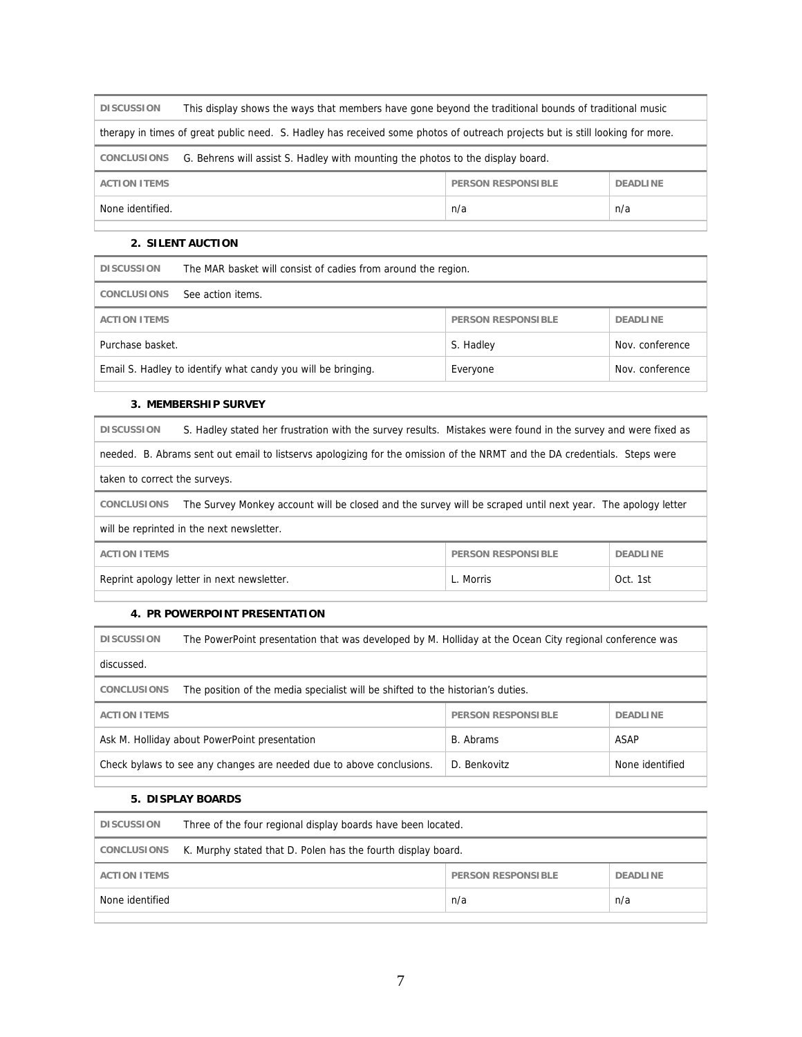**DISCUSSION** This display shows the ways that members have gone beyond the traditional bounds of traditional music therapy in times of great public need. S. Hadley has received some photos of outreach projects but is still looking for more.

**CONCLUSIONS** G. Behrens will assist S. Hadley with mounting the photos to the display board.

| ACTION ITEMS | PERSON RESPONSIBLE | DEADLINE |
|---|---|---|
| None identified. | n/a | n/a |

### 2. SILENT AUCTION

**DISCUSSION** The MAR basket will consist of cadies from around the region.

**CONCLUSIONS** See action items.

| ACTION ITEMS | PERSON RESPONSIBLE | DEADLINE |
|---|---|---|
| Purchase basket. | S. Hadley | Nov. conference |
| Email S. Hadley to identify what candy you will be bringing. | Everyone | Nov. conference |

### 3. MEMBERSHIP SURVEY

**DISCUSSION** S. Hadley stated her frustration with the survey results. Mistakes were found in the survey and were fixed as needed. B. Abrams sent out email to listservs apologizing for the omission of the NRMT and the DA credentials. Steps were taken to correct the surveys.

**CONCLUSIONS** The Survey Monkey account will be closed and the survey will be scraped until next year. The apology letter will be reprinted in the next newsletter.

| ACTION ITEMS | PERSON RESPONSIBLE | DEADLINE |
|---|---|---|
| Reprint apology letter in next newsletter. | L. Morris | Oct. 1st |

### 4. PR POWERPOINT PRESENTATION

**DISCUSSION** The PowerPoint presentation that was developed by M. Holliday at the Ocean City regional conference was discussed.

**CONCLUSIONS** The position of the media specialist will be shifted to the historian's duties.

| ACTION ITEMS | PERSON RESPONSIBLE | DEADLINE |
|---|---|---|
| Ask M. Holliday about PowerPoint presentation | B. Abrams | ASAP |
| Check bylaws to see any changes are needed due to above conclusions. | D. Benkovitz | None identified |

### 5. DISPLAY BOARDS

**DISCUSSION** Three of the four regional display boards have been located.

**CONCLUSIONS** K. Murphy stated that D. Polen has the fourth display board.

| ACTION ITEMS | PERSON RESPONSIBLE | DEADLINE |
|---|---|---|
| None identified | n/a | n/a |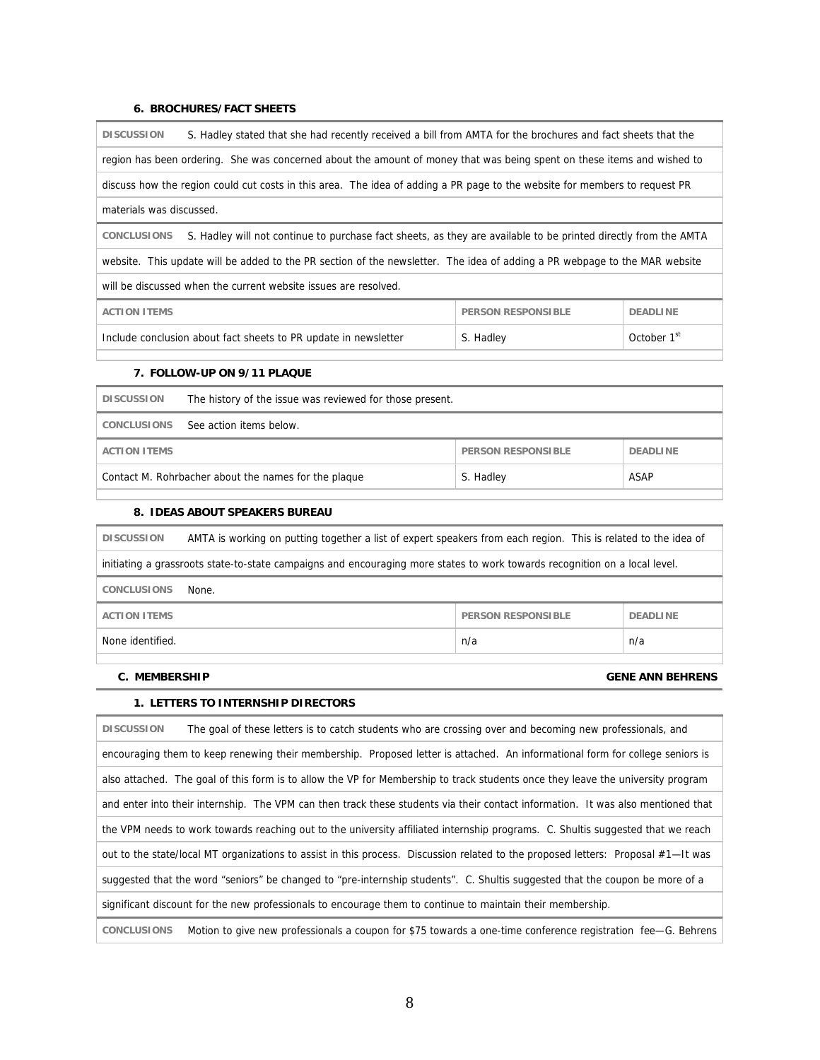#### 6. BROCHURES/FACT SHEETS

**DISCUSSION** S. Hadley stated that she had recently received a bill from AMTA for the brochures and fact sheets that the region has been ordering. She was concerned about the amount of money that was being spent on these items and wished to discuss how the region could cut costs in this area. The idea of adding a PR page to the website for members to request PR materials was discussed.

**CONCLUSIONS** S. Hadley will not continue to purchase fact sheets, as they are available to be printed directly from the AMTA website. This update will be added to the PR section of the newsletter. The idea of adding a PR webpage to the MAR website will be discussed when the current website issues are resolved.

| ACTION ITEMS | PERSON RESPONSIBLE | DEADLINE |
|---|---|---|
| Include conclusion about fact sheets to PR update in newsletter | S. Hadley | October 1st |

#### 7. FOLLOW-UP ON 9/11 PLAQUE

**DISCUSSION** The history of the issue was reviewed for those present.

**CONCLUSIONS** See action items below.

| ACTION ITEMS | PERSON RESPONSIBLE | DEADLINE |
|---|---|---|
| Contact M. Rohrbacher about the names for the plaque | S. Hadley | ASAP |

#### 8. IDEAS ABOUT SPEAKERS BUREAU

**DISCUSSION** AMTA is working on putting together a list of expert speakers from each region. This is related to the idea of initiating a grassroots state-to-state campaigns and encouraging more states to work towards recognition on a local level.

**CONCLUSIONS** None.

| ACTION ITEMS | PERSON RESPONSIBLE | DEADLINE |
|---|---|---|
| None identified. | n/a | n/a |

### C. MEMBERSHIP — GENE ANN BEHRENS

#### 1. LETTERS TO INTERNSHIP DIRECTORS

**DISCUSSION** The goal of these letters is to catch students who are crossing over and becoming new professionals, and encouraging them to keep renewing their membership. Proposed letter is attached. An informational form for college seniors is also attached. The goal of this form is to allow the VP for Membership to track students once they leave the university program and enter into their internship. The VPM can then track these students via their contact information. It was also mentioned that the VPM needs to work towards reaching out to the university affiliated internship programs. C. Shultis suggested that we reach out to the state/local MT organizations to assist in this process. Discussion related to the proposed letters: Proposal #1—It was suggested that the word "seniors" be changed to "pre-internship students". C. Shultis suggested that the coupon be more of a significant discount for the new professionals to encourage them to continue to maintain their membership.

**CONCLUSIONS** Motion to give new professionals a coupon for $75 towards a one-time conference registration fee—G. Behrens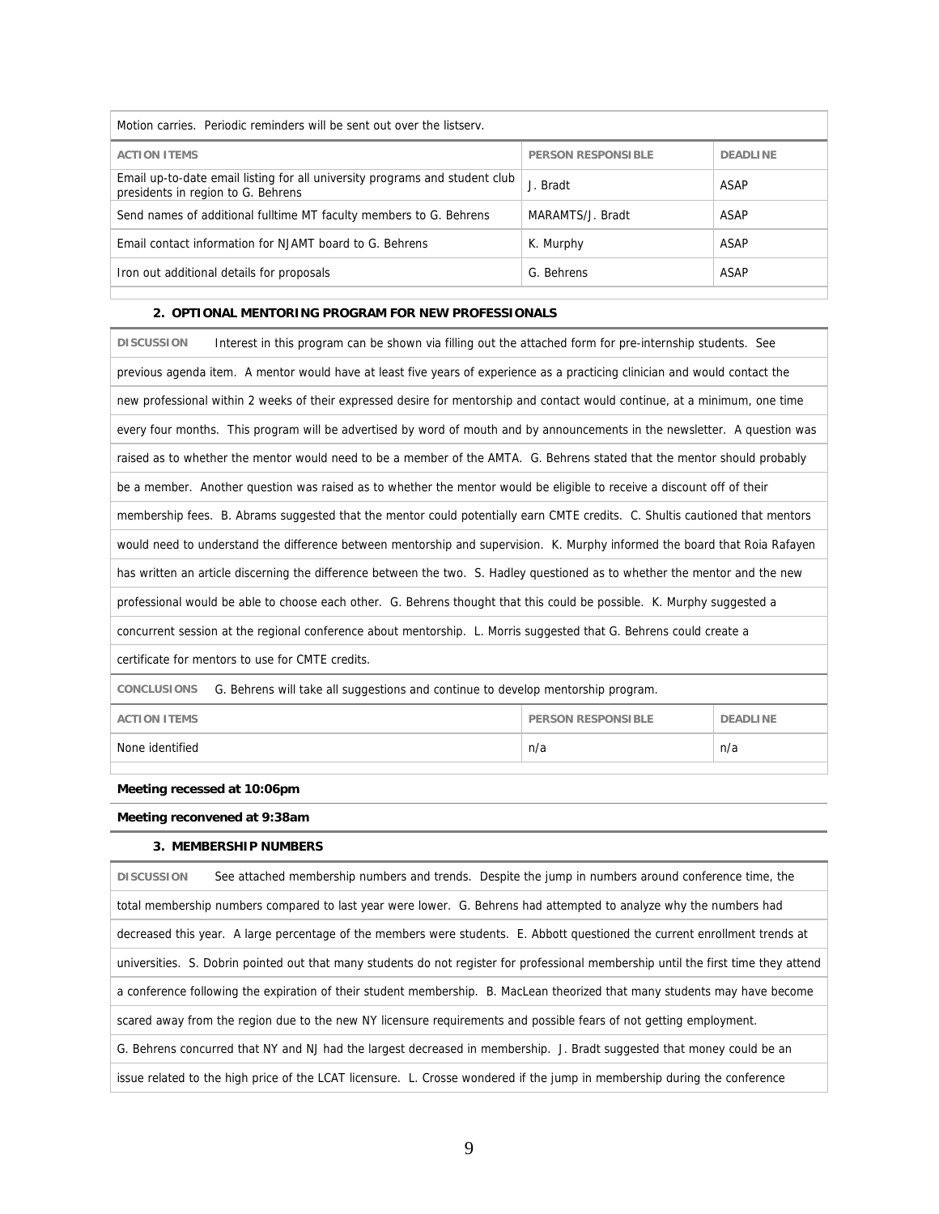Motion carries. Periodic reminders will be sent out over the listserv.

| ACTION ITEMS | PERSON RESPONSIBLE | DEADLINE |
| --- | --- | --- |
| Email up-to-date email listing for all university programs and student club presidents in region to G. Behrens | J. Bradt | ASAP |
| Send names of additional fulltime MT faculty members to G. Behrens | MARAMTS/J. Bradt | ASAP |
| Email contact information for NJAMT board to G. Behrens | K. Murphy | ASAP |
| Iron out additional details for proposals | G. Behrens | ASAP |

### 2. OPTIONAL MENTORING PROGRAM FOR NEW PROFESSIONALS

**DISCUSSION** Interest in this program can be shown via filling out the attached form for pre-internship students. See previous agenda item. A mentor would have at least five years of experience as a practicing clinician and would contact the new professional within 2 weeks of their expressed desire for mentorship and contact would continue, at a minimum, one time every four months. This program will be advertised by word of mouth and by announcements in the newsletter. A question was raised as to whether the mentor would need to be a member of the AMTA. G. Behrens stated that the mentor should probably be a member. Another question was raised as to whether the mentor would be eligible to receive a discount off of their membership fees. B. Abrams suggested that the mentor could potentially earn CMTE credits. C. Shultis cautioned that mentors would need to understand the difference between mentorship and supervision. K. Murphy informed the board that Roia Rafayen has written an article discerning the difference between the two. S. Hadley questioned as to whether the mentor and the new professional would be able to choose each other. G. Behrens thought that this could be possible. K. Murphy suggested a concurrent session at the regional conference about mentorship. L. Morris suggested that G. Behrens could create a certificate for mentors to use for CMTE credits.

**CONCLUSIONS** G. Behrens will take all suggestions and continue to develop mentorship program.

| ACTION ITEMS | PERSON RESPONSIBLE | DEADLINE |
| --- | --- | --- |
| None identified | n/a | n/a |

**Meeting recessed at 10:06pm**

**Meeting reconvened at 9:38am**

### 3. MEMBERSHIP NUMBERS

**DISCUSSION** See attached membership numbers and trends. Despite the jump in numbers around conference time, the total membership numbers compared to last year were lower. G. Behrens had attempted to analyze why the numbers had decreased this year. A large percentage of the members were students. E. Abbott questioned the current enrollment trends at universities. S. Dobrin pointed out that many students do not register for professional membership until the first time they attend a conference following the expiration of their student membership. B. MacLean theorized that many students may have become scared away from the region due to the new NY licensure requirements and possible fears of not getting employment. G. Behrens concurred that NY and NJ had the largest decreased in membership. J. Bradt suggested that money could be an issue related to the high price of the LCAT licensure. L. Crosse wondered if the jump in membership during the conference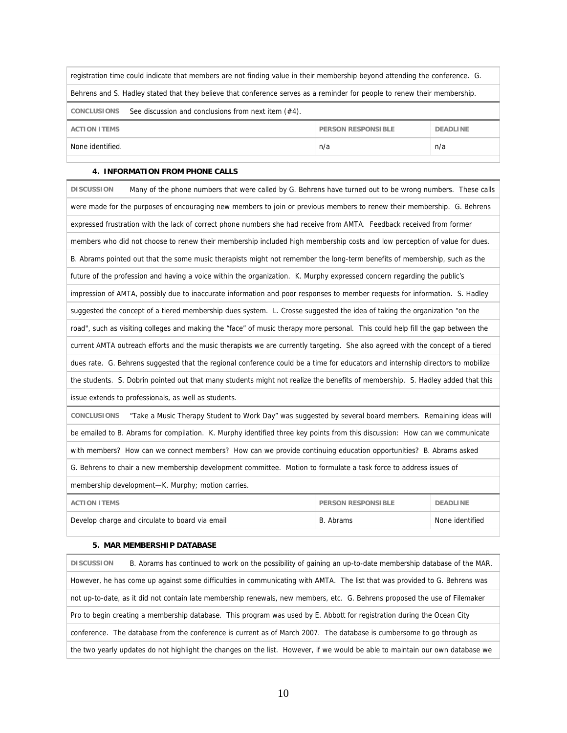registration time could indicate that members are not finding value in their membership beyond attending the conference. G. Behrens and S. Hadley stated that they believe that conference serves as a reminder for people to renew their membership.

**CONCLUSIONS** See discussion and conclusions from next item (#4).

| ACTION ITEMS | PERSON RESPONSIBLE | DEADLINE |
|---|---|---|
| None identified. | n/a | n/a |

**4. INFORMATION FROM PHONE CALLS**

**DISCUSSION** Many of the phone numbers that were called by G. Behrens have turned out to be wrong numbers. These calls were made for the purposes of encouraging new members to join or previous members to renew their membership. G. Behrens expressed frustration with the lack of correct phone numbers she had receive from AMTA. Feedback received from former members who did not choose to renew their membership included high membership costs and low perception of value for dues. B. Abrams pointed out that the some music therapists might not remember the long-term benefits of membership, such as the future of the profession and having a voice within the organization. K. Murphy expressed concern regarding the public's impression of AMTA, possibly due to inaccurate information and poor responses to member requests for information. S. Hadley suggested the concept of a tiered membership dues system. L. Crosse suggested the idea of taking the organization "on the road", such as visiting colleges and making the "face" of music therapy more personal. This could help fill the gap between the current AMTA outreach efforts and the music therapists we are currently targeting. She also agreed with the concept of a tiered dues rate. G. Behrens suggested that the regional conference could be a time for educators and internship directors to mobilize the students. S. Dobrin pointed out that many students might not realize the benefits of membership. S. Hadley added that this issue extends to professionals, as well as students.

**CONCLUSIONS** "Take a Music Therapy Student to Work Day" was suggested by several board members. Remaining ideas will be emailed to B. Abrams for compilation. K. Murphy identified three key points from this discussion: How can we communicate with members? How can we connect members? How can we provide continuing education opportunities? B. Abrams asked G. Behrens to chair a new membership development committee. Motion to formulate a task force to address issues of membership development—K. Murphy; motion carries.

| ACTION ITEMS | PERSON RESPONSIBLE | DEADLINE |
|---|---|---|
| Develop charge and circulate to board via email | B. Abrams | None identified |

**5. MAR MEMBERSHIP DATABASE**

**DISCUSSION** B. Abrams has continued to work on the possibility of gaining an up-to-date membership database of the MAR. However, he has come up against some difficulties in communicating with AMTA. The list that was provided to G. Behrens was not up-to-date, as it did not contain late membership renewals, new members, etc. G. Behrens proposed the use of Filemaker Pro to begin creating a membership database. This program was used by E. Abbott for registration during the Ocean City conference. The database from the conference is current as of March 2007. The database is cumbersome to go through as the two yearly updates do not highlight the changes on the list. However, if we would be able to maintain our own database we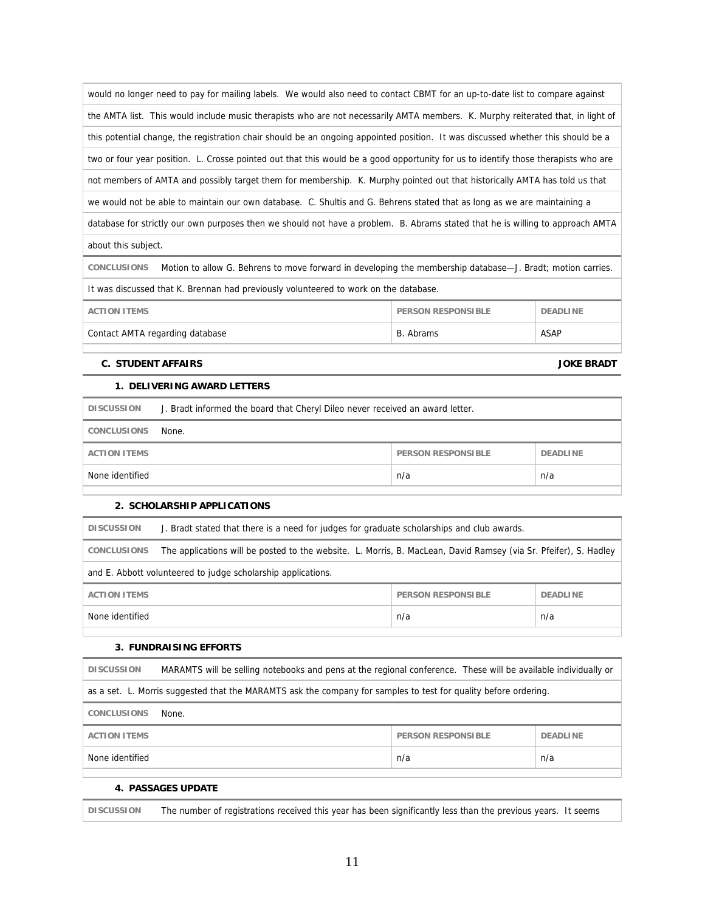would no longer need to pay for mailing labels. We would also need to contact CBMT for an up-to-date list to compare against the AMTA list. This would include music therapists who are not necessarily AMTA members. K. Murphy reiterated that, in light of this potential change, the registration chair should be an ongoing appointed position. It was discussed whether this should be a two or four year position. L. Crosse pointed out that this would be a good opportunity for us to identify those therapists who are not members of AMTA and possibly target them for membership. K. Murphy pointed out that historically AMTA has told us that we would not be able to maintain our own database. C. Shultis and G. Behrens stated that as long as we are maintaining a database for strictly our own purposes then we should not have a problem. B. Abrams stated that he is willing to approach AMTA about this subject.

**CONCLUSIONS** Motion to allow G. Behrens to move forward in developing the membership database—J. Bradt; motion carries. It was discussed that K. Brennan had previously volunteered to work on the database.

| ACTION ITEMS | PERSON RESPONSIBLE | DEADLINE |
|---|---|---|
| Contact AMTA regarding database | B. Abrams | ASAP |

## C. STUDENT AFFAIRS — JOKE BRADT

### 1. DELIVERING AWARD LETTERS

**DISCUSSION** J. Bradt informed the board that Cheryl Dileo never received an award letter.

**CONCLUSIONS** None.

| ACTION ITEMS | PERSON RESPONSIBLE | DEADLINE |
|---|---|---|
| None identified | n/a | n/a |

### 2. SCHOLARSHIP APPLICATIONS

**DISCUSSION** J. Bradt stated that there is a need for judges for graduate scholarships and club awards.

**CONCLUSIONS** The applications will be posted to the website. L. Morris, B. MacLean, David Ramsey (via Sr. Pfeifer), S. Hadley and E. Abbott volunteered to judge scholarship applications.

| ACTION ITEMS | PERSON RESPONSIBLE | DEADLINE |
|---|---|---|
| None identified | n/a | n/a |

### 3. FUNDRAISING EFFORTS

**DISCUSSION** MARAMTS will be selling notebooks and pens at the regional conference. These will be available individually or as a set. L. Morris suggested that the MARAMTS ask the company for samples to test for quality before ordering.

**CONCLUSIONS** None.

| ACTION ITEMS | PERSON RESPONSIBLE | DEADLINE |
|---|---|---|
| None identified | n/a | n/a |

### 4. PASSAGES UPDATE

**DISCUSSION** The number of registrations received this year has been significantly less than the previous years. It seems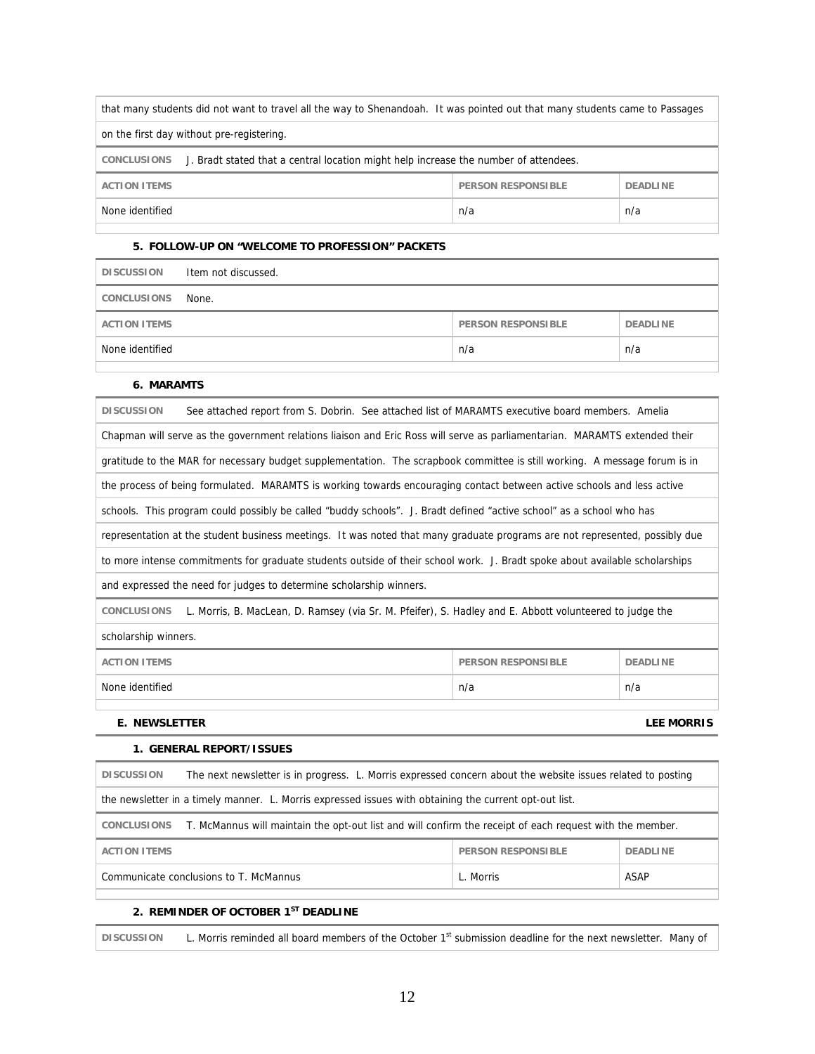that many students did not want to travel all the way to Shenandoah. It was pointed out that many students came to Passages on the first day without pre-registering.

**CONCLUSIONS** J. Bradt stated that a central location might help increase the number of attendees.

| ACTION ITEMS | PERSON RESPONSIBLE | DEADLINE |
| --- | --- | --- |
| None identified | n/a | n/a |

#### 5. FOLLOW-UP ON "WELCOME TO PROFESSION" PACKETS

**DISCUSSION** Item not discussed.

**CONCLUSIONS** None.

| ACTION ITEMS | PERSON RESPONSIBLE | DEADLINE |
| --- | --- | --- |
| None identified | n/a | n/a |

#### 6. MARAMTS

**DISCUSSION** See attached report from S. Dobrin. See attached list of MARAMTS executive board members. Amelia Chapman will serve as the government relations liaison and Eric Ross will serve as parliamentarian. MARAMTS extended their gratitude to the MAR for necessary budget supplementation. The scrapbook committee is still working. A message forum is in the process of being formulated. MARAMTS is working towards encouraging contact between active schools and less active schools. This program could possibly be called "buddy schools". J. Bradt defined "active school" as a school who has representation at the student business meetings. It was noted that many graduate programs are not represented, possibly due to more intense commitments for graduate students outside of their school work. J. Bradt spoke about available scholarships and expressed the need for judges to determine scholarship winners.

**CONCLUSIONS** L. Morris, B. MacLean, D. Ramsey (via Sr. M. Pfeifer), S. Hadley and E. Abbott volunteered to judge the scholarship winners.

| ACTION ITEMS | PERSON RESPONSIBLE | DEADLINE |
| --- | --- | --- |
| None identified | n/a | n/a |

### E. NEWSLETTER — LEE MORRIS

#### 1. GENERAL REPORT/ISSUES

**DISCUSSION** The next newsletter is in progress. L. Morris expressed concern about the website issues related to posting the newsletter in a timely manner. L. Morris expressed issues with obtaining the current opt-out list.

**CONCLUSIONS** T. McMannus will maintain the opt-out list and will confirm the receipt of each request with the member.

| ACTION ITEMS | PERSON RESPONSIBLE | DEADLINE |
| --- | --- | --- |
| Communicate conclusions to T. McMannus | L. Morris | ASAP |

#### 2. REMINDER OF OCTOBER 1ST DEADLINE

**DISCUSSION** L. Morris reminded all board members of the October 1st submission deadline for the next newsletter. Many of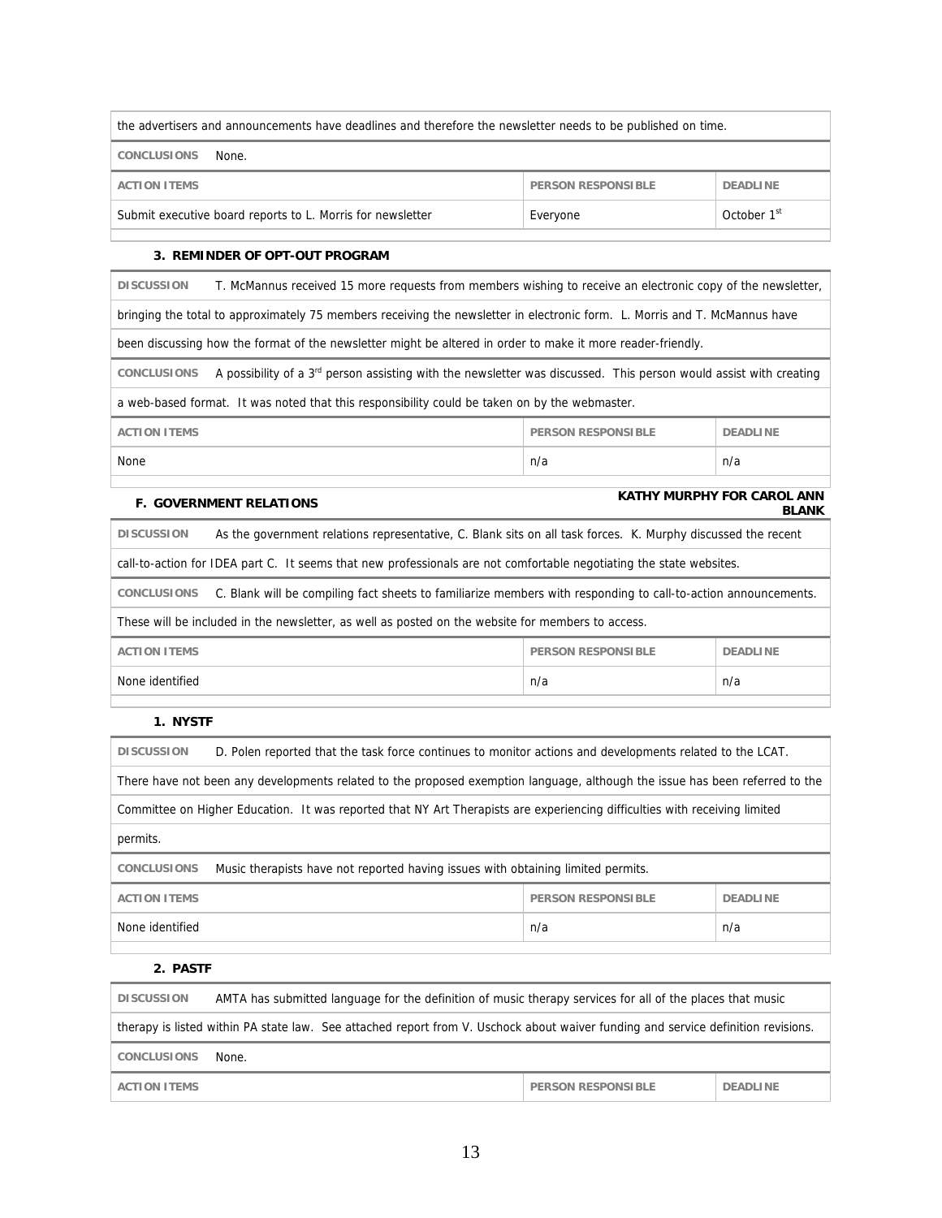the advertisers and announcements have deadlines and therefore the newsletter needs to be published on time.

**CONCLUSIONS** None.

| ACTION ITEMS | PERSON RESPONSIBLE | DEADLINE |
|---|---|---|
| Submit executive board reports to L. Morris for newsletter | Everyone | October 1st |

#### 3. REMINDER OF OPT-OUT PROGRAM

**DISCUSSION** T. McMannus received 15 more requests from members wishing to receive an electronic copy of the newsletter, bringing the total to approximately 75 members receiving the newsletter in electronic form. L. Morris and T. McMannus have been discussing how the format of the newsletter might be altered in order to make it more reader-friendly.

**CONCLUSIONS** A possibility of a 3rd person assisting with the newsletter was discussed. This person would assist with creating a web-based format. It was noted that this responsibility could be taken on by the webmaster.

| ACTION ITEMS | PERSON RESPONSIBLE | DEADLINE |
|---|---|---|
| None | n/a | n/a |

### F. GOVERNMENT RELATIONS

**KATHY MURPHY FOR CAROL ANN BLANK**

**DISCUSSION** As the government relations representative, C. Blank sits on all task forces. K. Murphy discussed the recent call-to-action for IDEA part C. It seems that new professionals are not comfortable negotiating the state websites.

**CONCLUSIONS** C. Blank will be compiling fact sheets to familiarize members with responding to call-to-action announcements. These will be included in the newsletter, as well as posted on the website for members to access.

| ACTION ITEMS | PERSON RESPONSIBLE | DEADLINE |
|---|---|---|
| None identified | n/a | n/a |

#### 1. NYSTF

**DISCUSSION** D. Polen reported that the task force continues to monitor actions and developments related to the LCAT. There have not been any developments related to the proposed exemption language, although the issue has been referred to the Committee on Higher Education. It was reported that NY Art Therapists are experiencing difficulties with receiving limited permits.

**CONCLUSIONS** Music therapists have not reported having issues with obtaining limited permits.

| ACTION ITEMS | PERSON RESPONSIBLE | DEADLINE |
|---|---|---|
| None identified | n/a | n/a |

#### 2. PASTF

**DISCUSSION** AMTA has submitted language for the definition of music therapy services for all of the places that music therapy is listed within PA state law. See attached report from V. Uschock about waiver funding and service definition revisions.

**CONCLUSIONS** None.

| ACTION ITEMS | PERSON RESPONSIBLE | DEADLINE |
|---|---|---|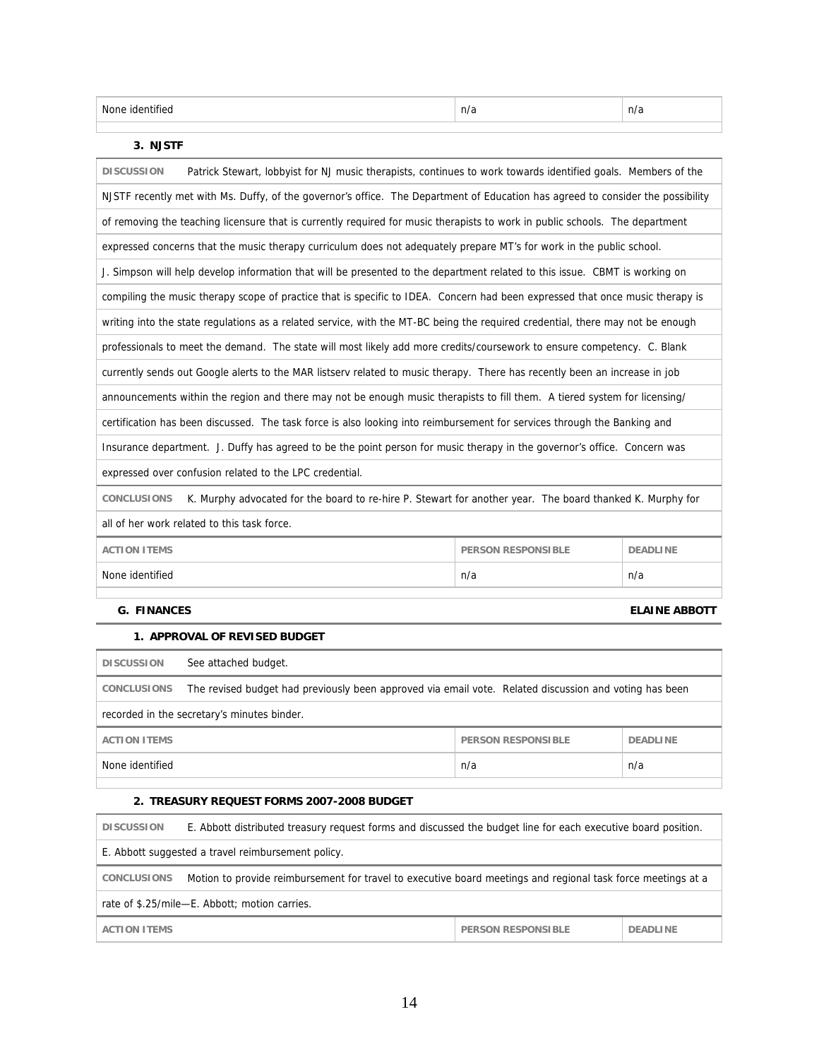| None identified | n/a | n/a |
|---|---|---|

**3. NJSTF**

**DISCUSSION** Patrick Stewart, lobbyist for NJ music therapists, continues to work towards identified goals. Members of the NJSTF recently met with Ms. Duffy, of the governor's office. The Department of Education has agreed to consider the possibility of removing the teaching licensure that is currently required for music therapists to work in public schools. The department expressed concerns that the music therapy curriculum does not adequately prepare MT's for work in the public school. J. Simpson will help develop information that will be presented to the department related to this issue. CBMT is working on compiling the music therapy scope of practice that is specific to IDEA. Concern had been expressed that once music therapy is writing into the state regulations as a related service, with the MT-BC being the required credential, there may not be enough professionals to meet the demand. The state will most likely add more credits/coursework to ensure competency. C. Blank currently sends out Google alerts to the MAR listserv related to music therapy. There has recently been an increase in job announcements within the region and there may not be enough music therapists to fill them. A tiered system for licensing/ certification has been discussed. The task force is also looking into reimbursement for services through the Banking and Insurance department. J. Duffy has agreed to be the point person for music therapy in the governor's office. Concern was expressed over confusion related to the LPC credential.

**CONCLUSIONS** K. Murphy advocated for the board to re-hire P. Stewart for another year. The board thanked K. Murphy for all of her work related to this task force.

| ACTION ITEMS | PERSON RESPONSIBLE | DEADLINE |
|---|---|---|
| None identified | n/a | n/a |

## G. FINANCES — ELAINE ABBOTT

**1. APPROVAL OF REVISED BUDGET**

**DISCUSSION** See attached budget.

**CONCLUSIONS** The revised budget had previously been approved via email vote. Related discussion and voting has been recorded in the secretary's minutes binder.

| ACTION ITEMS | PERSON RESPONSIBLE | DEADLINE |
|---|---|---|
| None identified | n/a | n/a |

**2. TREASURY REQUEST FORMS 2007-2008 BUDGET**

**DISCUSSION** E. Abbott distributed treasury request forms and discussed the budget line for each executive board position. E. Abbott suggested a travel reimbursement policy.

**CONCLUSIONS** Motion to provide reimbursement for travel to executive board meetings and regional task force meetings at a rate of $.25/mile—E. Abbott; motion carries.

| ACTION ITEMS | PERSON RESPONSIBLE | DEADLINE |
|---|---|---|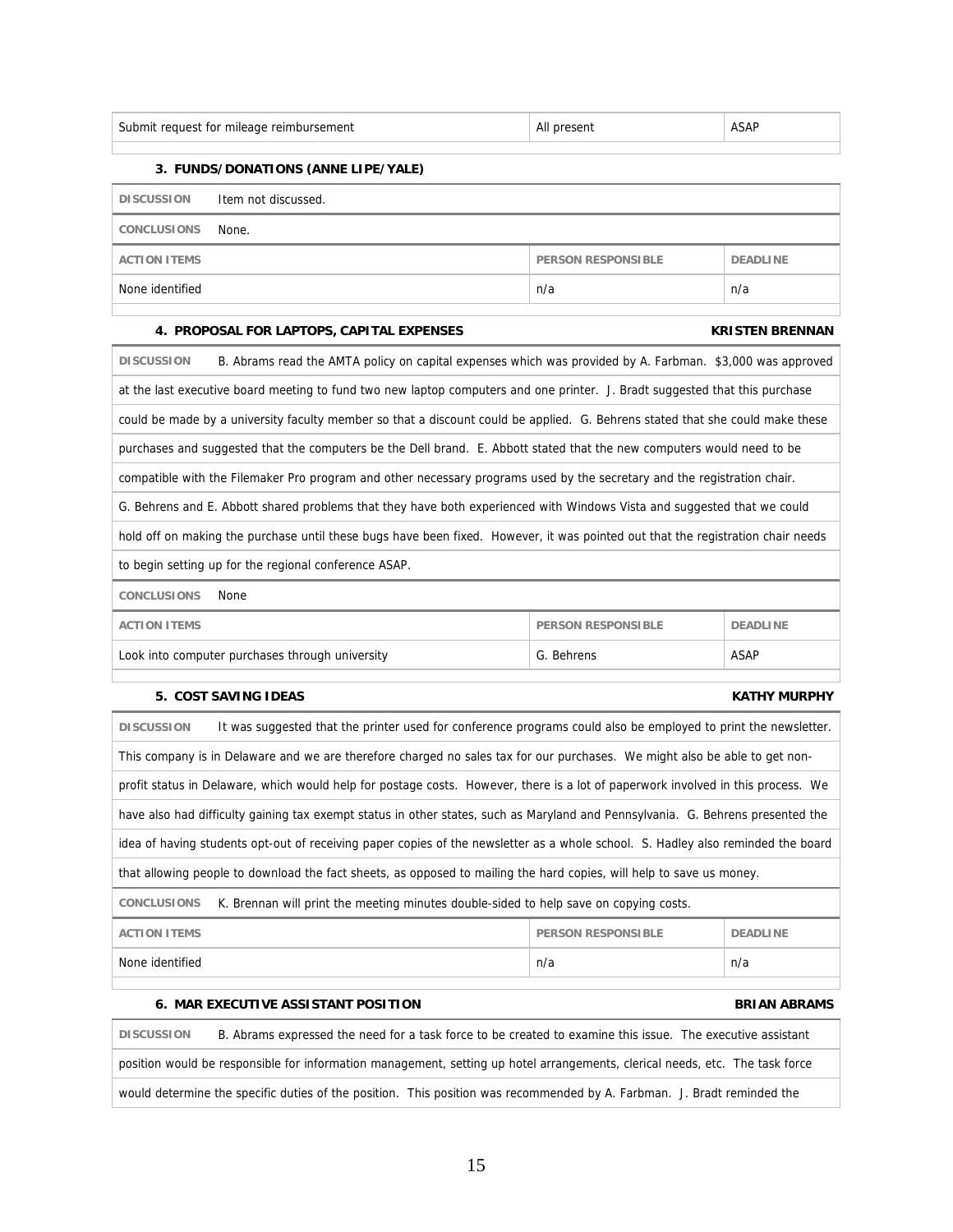| Submit request for mileage reimbursement | All present | ASAP |
|---|---|---|

### 3. FUNDS/DONATIONS (ANNE LIPE/YALE)

**DISCUSSION** Item not discussed.

**CONCLUSIONS** None.

| ACTION ITEMS | PERSON RESPONSIBLE | DEADLINE |
|---|---|---|
| None identified | n/a | n/a |

### 4. PROPOSAL FOR LAPTOPS, CAPITAL EXPENSES — KRISTEN BRENNAN

**DISCUSSION** B. Abrams read the AMTA policy on capital expenses which was provided by A. Farbman. $3,000 was approved at the last executive board meeting to fund two new laptop computers and one printer. J. Bradt suggested that this purchase could be made by a university faculty member so that a discount could be applied. G. Behrens stated that she could make these purchases and suggested that the computers be the Dell brand. E. Abbott stated that the new computers would need to be compatible with the Filemaker Pro program and other necessary programs used by the secretary and the registration chair. G. Behrens and E. Abbott shared problems that they have both experienced with Windows Vista and suggested that we could hold off on making the purchase until these bugs have been fixed. However, it was pointed out that the registration chair needs to begin setting up for the regional conference ASAP.

**CONCLUSIONS** None

| ACTION ITEMS | PERSON RESPONSIBLE | DEADLINE |
|---|---|---|
| Look into computer purchases through university | G. Behrens | ASAP |

### 5. COST SAVING IDEAS — KATHY MURPHY

**DISCUSSION** It was suggested that the printer used for conference programs could also be employed to print the newsletter. This company is in Delaware and we are therefore charged no sales tax for our purchases. We might also be able to get non-profit status in Delaware, which would help for postage costs. However, there is a lot of paperwork involved in this process. We have also had difficulty gaining tax exempt status in other states, such as Maryland and Pennsylvania. G. Behrens presented the idea of having students opt-out of receiving paper copies of the newsletter as a whole school. S. Hadley also reminded the board that allowing people to download the fact sheets, as opposed to mailing the hard copies, will help to save us money.

**CONCLUSIONS** K. Brennan will print the meeting minutes double-sided to help save on copying costs.

| ACTION ITEMS | PERSON RESPONSIBLE | DEADLINE |
|---|---|---|
| None identified | n/a | n/a |

### 6. MAR EXECUTIVE ASSISTANT POSITION — BRIAN ABRAMS

**DISCUSSION** B. Abrams expressed the need for a task force to be created to examine this issue. The executive assistant position would be responsible for information management, setting up hotel arrangements, clerical needs, etc. The task force would determine the specific duties of the position. This position was recommended by A. Farbman. J. Bradt reminded the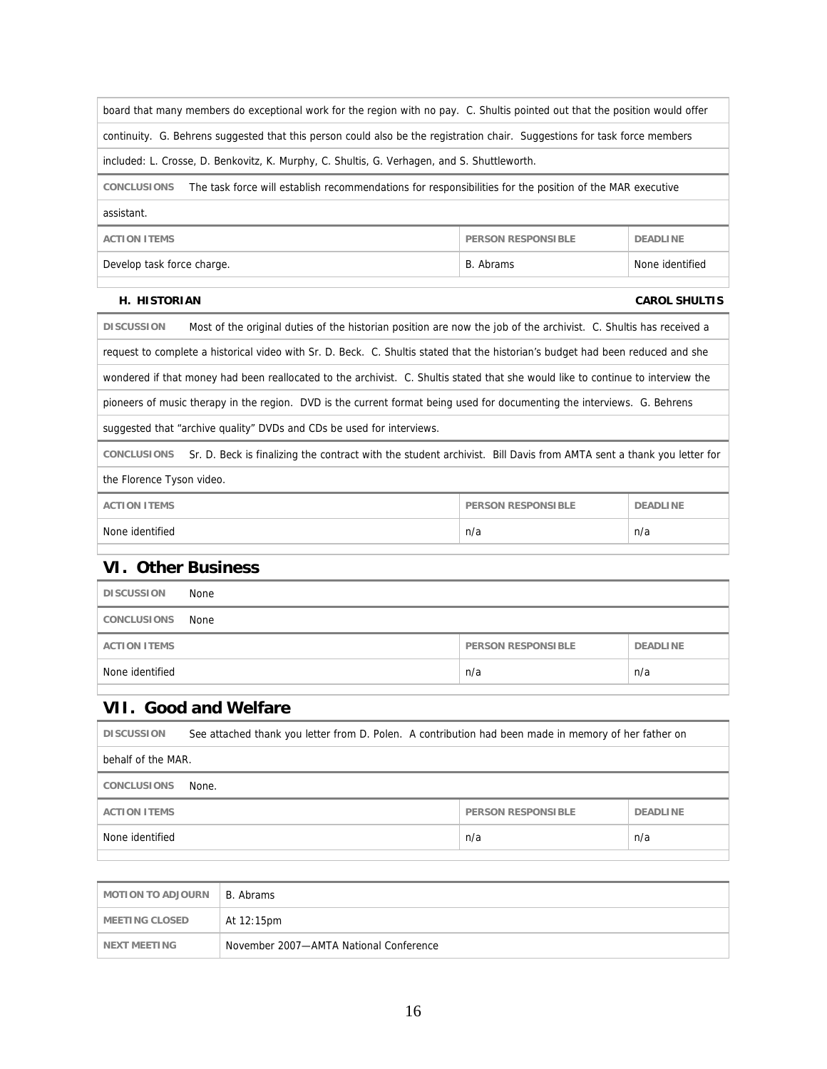board that many members do exceptional work for the region with no pay. C. Shultis pointed out that the position would offer continuity. G. Behrens suggested that this person could also be the registration chair. Suggestions for task force members included: L. Crosse, D. Benkovitz, K. Murphy, C. Shultis, G. Verhagen, and S. Shuttleworth.

**CONCLUSIONS** The task force will establish recommendations for responsibilities for the position of the MAR executive assistant.

| ACTION ITEMS | PERSON RESPONSIBLE | DEADLINE |
|---|---|---|
| Develop task force charge. | B. Abrams | None identified |

### H. HISTORIAN — CAROL SHULTIS

**DISCUSSION** Most of the original duties of the historian position are now the job of the archivist. C. Shultis has received a request to complete a historical video with Sr. D. Beck. C. Shultis stated that the historian's budget had been reduced and she wondered if that money had been reallocated to the archivist. C. Shultis stated that she would like to continue to interview the pioneers of music therapy in the region. DVD is the current format being used for documenting the interviews. G. Behrens suggested that "archive quality" DVDs and CDs be used for interviews.

**CONCLUSIONS** Sr. D. Beck is finalizing the contract with the student archivist. Bill Davis from AMTA sent a thank you letter for the Florence Tyson video.

| ACTION ITEMS | PERSON RESPONSIBLE | DEADLINE |
|---|---|---|
| None identified | n/a | n/a |

## VI. Other Business

**DISCUSSION** None

**CONCLUSIONS** None

| ACTION ITEMS | PERSON RESPONSIBLE | DEADLINE |
|---|---|---|
| None identified | n/a | n/a |

## VII. Good and Welfare

**DISCUSSION** See attached thank you letter from D. Polen. A contribution had been made in memory of her father on behalf of the MAR.

**CONCLUSIONS** None.

| ACTION ITEMS | PERSON RESPONSIBLE | DEADLINE |
|---|---|---|
| None identified | n/a | n/a |

| | |
|---|---|
| MOTION TO ADJOURN | B. Abrams |
| MEETING CLOSED | At 12:15pm |
| NEXT MEETING | November 2007—AMTA National Conference |